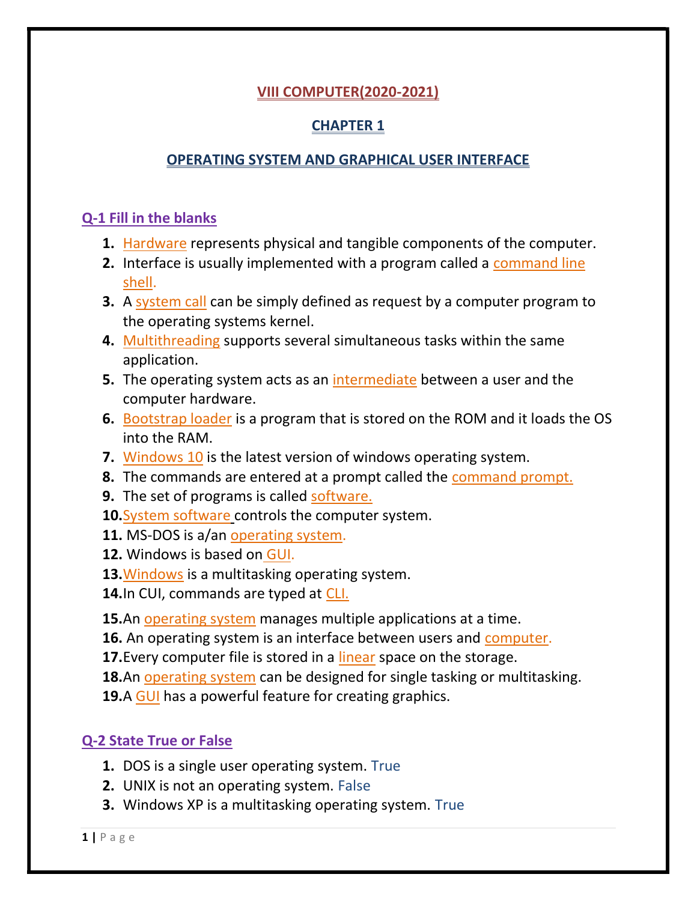# VIII COMPUTER(2020-2021)

## CHAPTER 1

## OPERATING SYSTEM AND GRAPHICAL USER INTERFACE

### Q-1 Fill in the blanks

1. Hardware represents physical and tangible components of the computer.
2. Interface is usually implemented with a program called a command line shell.
3. A system call can be simply defined as request by a computer program to the operating systems kernel.
4. Multithreading supports several simultaneous tasks within the same application.
5. The operating system acts as an intermediate between a user and the computer hardware.
6. Bootstrap loader is a program that is stored on the ROM and it loads the OS into the RAM.
7. Windows 10 is the latest version of windows operating system.
8. The commands are entered at a prompt called the command prompt.
9. The set of programs is called software.
10. System software controls the computer system.
11. MS-DOS is a/an operating system.
12. Windows is based on GUI.
13. Windows is a multitasking operating system.
14. In CUI, commands are typed at CLI.
15. An operating system manages multiple applications at a time.
16. An operating system is an interface between users and computer.
17. Every computer file is stored in a linear space on the storage.
18. An operating system can be designed for single tasking or multitasking.
19. A GUI has a powerful feature for creating graphics.

### Q-2 State True or False

1. DOS is a single user operating system. True
2. UNIX is not an operating system. False
3. Windows XP is a multitasking operating system. True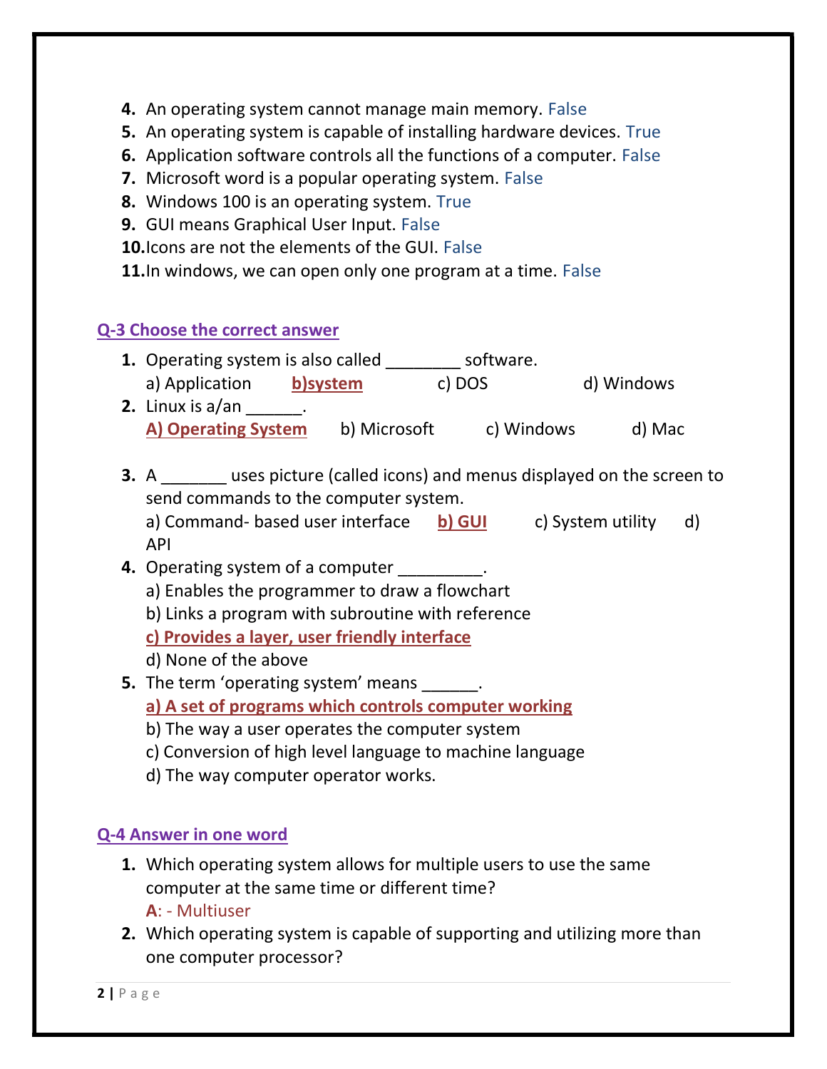4. An operating system cannot manage main memory. False
5. An operating system is capable of installing hardware devices. True
6. Application software controls all the functions of a computer. False
7. Microsoft word is a popular operating system. False
8. Windows 100 is an operating system. True
9. GUI means Graphical User Input. False
10. Icons are not the elements of the GUI. False
11. In windows, we can open only one program at a time. False

## Q-3 Choose the correct answer

1. Operating system is also called ________ software.
   a) Application **b)system** c) DOS d) Windows
2. Linux is a/an ______.
   **A) Operating System** b) Microsoft c) Windows d) Mac
3. A _______ uses picture (called icons) and menus displayed on the screen to send commands to the computer system.
   a) Command- based user interface **b) GUI** c) System utility d) API
4. Operating system of a computer _________.
   a) Enables the programmer to draw a flowchart
   b) Links a program with subroutine with reference
   **c) Provides a layer, user friendly interface**
   d) None of the above
5. The term 'operating system' means ______.
   **a) A set of programs which controls computer working**
   b) The way a user operates the computer system
   c) Conversion of high level language to machine language
   d) The way computer operator works.

## Q-4 Answer in one word

1. Which operating system allows for multiple users to use the same computer at the same time or different time?
   **A**: - Multiuser
2. Which operating system is capable of supporting and utilizing more than one computer processor?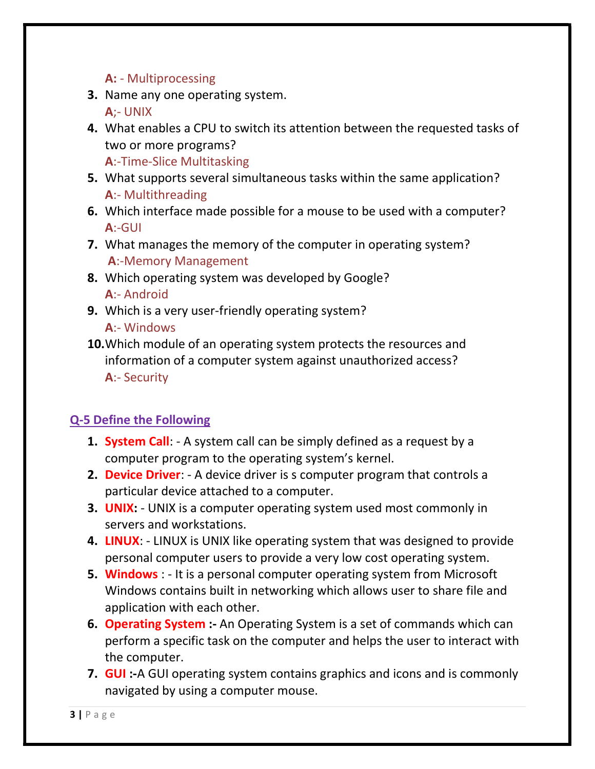**A:** - Multiprocessing

3. Name any one operating system.
   **A**;- UNIX
4. What enables a CPU to switch its attention between the requested tasks of two or more programs?
   **A**:-Time-Slice Multitasking
5. What supports several simultaneous tasks within the same application?
   **A**:- Multithreading
6. Which interface made possible for a mouse to be used with a computer?
   **A**:-GUI
7. What manages the memory of the computer in operating system?
   **A**:-Memory Management
8. Which operating system was developed by Google?
   **A**:- Android
9. Which is a very user-friendly operating system?
   **A**:- Windows
10. Which module of an operating system protects the resources and information of a computer system against unauthorized access?
    **A**:- Security

## Q-5 Define the Following

1. **System Call**: - A system call can be simply defined as a request by a computer program to the operating system's kernel.
2. **Device Driver**: - A device driver is s computer program that controls a particular device attached to a computer.
3. **UNIX:** - UNIX is a computer operating system used most commonly in servers and workstations.
4. **LINUX**: - LINUX is UNIX like operating system that was designed to provide personal computer users to provide a very low cost operating system.
5. **Windows** : - It is a personal computer operating system from Microsoft Windows contains built in networking which allows user to share file and application with each other.
6. **Operating System :-** An Operating System is a set of commands which can perform a specific task on the computer and helps the user to interact with the computer.
7. **GUI :-**A GUI operating system contains graphics and icons and is commonly navigated by using a computer mouse.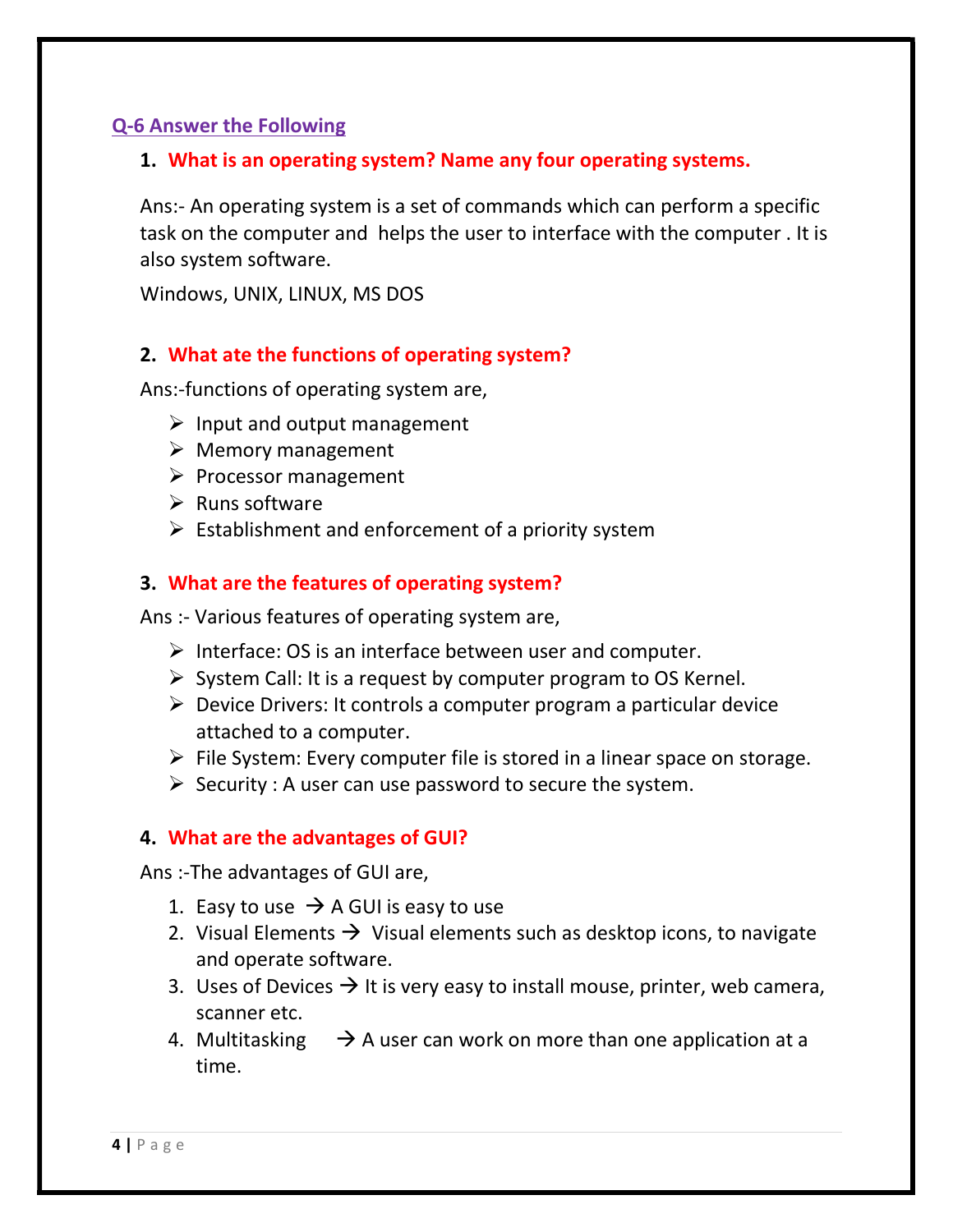## Q-6 Answer the Following

1. **What is an operating system? Name any four operating systems.**

   Ans:- An operating system is a set of commands which can perform a specific task on the computer and helps the user to interface with the computer . It is also system software.

   Windows, UNIX, LINUX, MS DOS

2. **What ate the functions of operating system?**

   Ans:-functions of operating system are,

   - Input and output management
   - Memory management
   - Processor management
   - Runs software
   - Establishment and enforcement of a priority system

3. **What are the features of operating system?**

   Ans :- Various features of operating system are,

   - Interface: OS is an interface between user and computer.
   - System Call: It is a request by computer program to OS Kernel.
   - Device Drivers: It controls a computer program a particular device attached to a computer.
   - File System: Every computer file is stored in a linear space on storage.
   - Security : A user can use password to secure the system.

4. **What are the advantages of GUI?**

   Ans :-The advantages of GUI are,

   1. Easy to use → A GUI is easy to use
   2. Visual Elements → Visual elements such as desktop icons, to navigate and operate software.
   3. Uses of Devices → It is very easy to install mouse, printer, web camera, scanner etc.
   4. Multitasking → A user can work on more than one application at a time.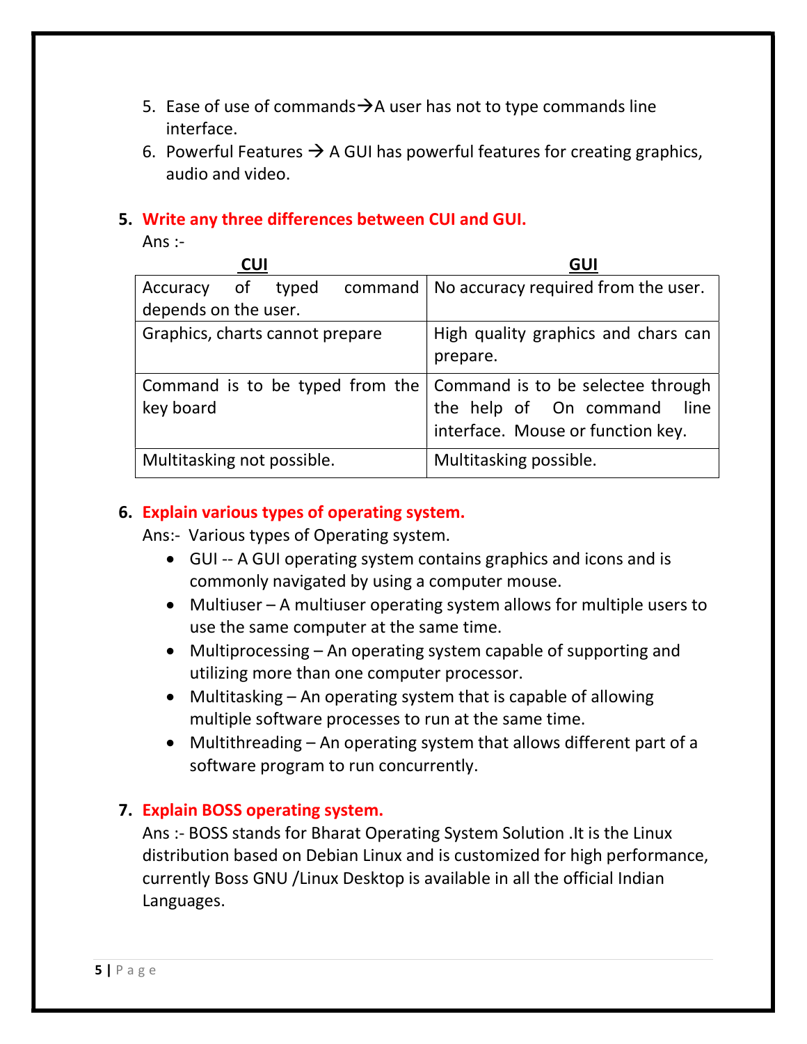5. Ease of use of commands→A user has not to type commands line interface.
6. Powerful Features → A GUI has powerful features for creating graphics, audio and video.

**5. Write any three differences between CUI and GUI.**

Ans :-

| CUI | GUI |
|---|---|
| Accuracy of typed command depends on the user. | No accuracy required from the user. |
| Graphics, charts cannot prepare | High quality graphics and chars can prepare. |
| Command is to be typed from the key board | Command is to be selectee through the help of On command line interface. Mouse or function key. |
| Multitasking not possible. | Multitasking possible. |

**6. Explain various types of operating system.**

Ans:- Various types of Operating system.

- GUI -- A GUI operating system contains graphics and icons and is commonly navigated by using a computer mouse.
- Multiuser – A multiuser operating system allows for multiple users to use the same computer at the same time.
- Multiprocessing – An operating system capable of supporting and utilizing more than one computer processor.
- Multitasking – An operating system that is capable of allowing multiple software processes to run at the same time.
- Multithreading – An operating system that allows different part of a software program to run concurrently.

**7. Explain BOSS operating system.**

Ans :- BOSS stands for Bharat Operating System Solution .It is the Linux distribution based on Debian Linux and is customized for high performance, currently Boss GNU /Linux Desktop is available in all the official Indian Languages.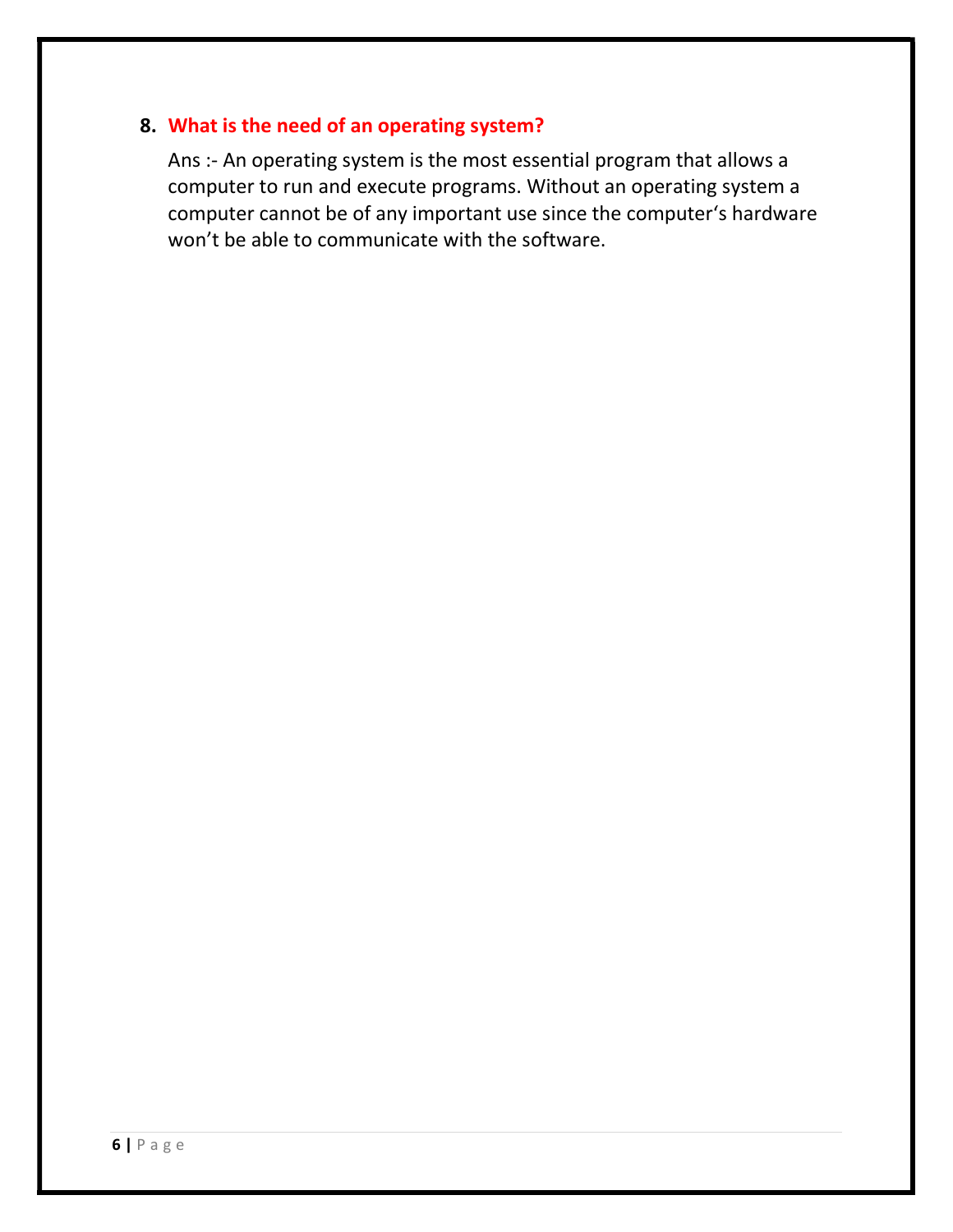8. **What is the need of an operating system?**

   Ans :- An operating system is the most essential program that allows a computer to run and execute programs. Without an operating system a computer cannot be of any important use since the computer's hardware won't be able to communicate with the software.